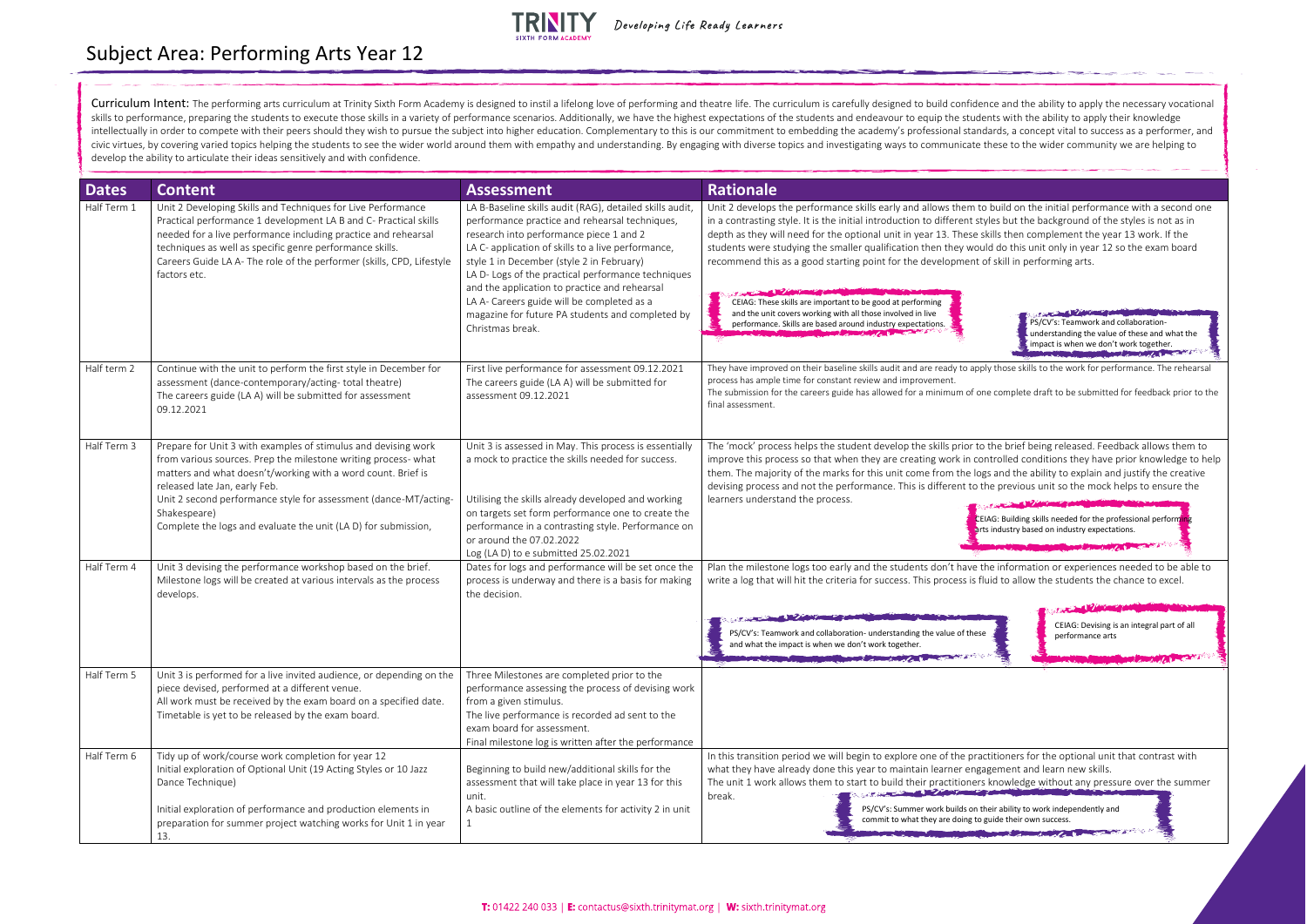# Subject Area: Performing Arts Year 12

Developing Life Ready Learners

**Curriculum Intent:** The performing arts curriculum at Trinity Sixth Form Academy is designed to instil a lifelong love of performing and theatre life. The curriculum is carefully designed to build confidence and the ability to apply the necessary vocational skills to performance, preparing the students to execute those skills in a variety of performance scenarios. Additionally, we have the highest expectations of the students and endeavour to equip the students with the ability to apply their knowledge intellectually in order to compete with their peers should they wish to pursue the subject into higher education. Complementary to this is our commitment to embedding the academy's professional standards, a concept vital to success as a performer, and civic virtues, by covering varied topics helping the students to see the wider world around them with empathy and understanding. By engaging with diverse topics and investigating ways to communicate these to the wider community we are helping to develop the ability to articulate their ideas sensitively and with confidence.

| Dates | Content | Assessment | Rationale |
|---|---|---|---|
| Half Term 1 | Unit 2 Developing Skills and Techniques for Live Performance<br>Practical performance 1 development LA B and C- Practical skills needed for a live performance including practice and rehearsal techniques as well as specific genre performance skills.<br>Careers Guide LA A- The role of the performer (skills, CPD, Lifestyle factors etc. | LA B-Baseline skills audit (RAG), detailed skills audit, performance practice and rehearsal techniques, research into performance piece 1 and 2<br>LA C- application of skills to a live performance, style 1 in December (style 2 in February)<br>LA D- Logs of the practical performance techniques and the application to practice and rehearsal<br>LA A- Careers guide will be completed as a magazine for future PA students and completed by Christmas break. | Unit 2 develops the performance skills early and allows them to build on the initial performance with a second one in a contrasting style. It is the initial introduction to different styles but the background of the styles is not as in depth as they will need for the optional unit in year 13. These skills then complement the year 13 work. If the students were studying the smaller qualification then they would do this unit only in year 12 so the exam board recommend this as a good starting point for the development of skill in performing arts.<br>CEIAG: These skills are important to be good at performing and the unit covers working with all those involved in live performance. Skills are based around industry expectations.<br>PS/CV's: Teamwork and collaboration- understanding the value of these and what the impact is when we don't work together. |
| Half term 2 | Continue with the unit to perform the first style in December for assessment (dance-contemporary/acting- total theatre)<br>The careers guide (LA A) will be submitted for assessment 09.12.2021 | First live performance for assessment 09.12.2021<br>The careers guide (LA A) will be submitted for assessment 09.12.2021 | They have improved on their baseline skills audit and are ready to apply those skills to the work for performance. The rehearsal process has ample time for constant review and improvement.<br>The submission for the careers guide has allowed for a minimum of one complete draft to be submitted for feedback prior to the final assessment. |
| Half Term 3 | Prepare for Unit 3 with examples of stimulus and devising work from various sources. Prep the milestone writing process- what matters and what doesn't/working with a word count. Brief is released late Jan, early Feb.<br>Unit 2 second performance style for assessment (dance-MT/acting-Shakespeare)<br>Complete the logs and evaluate the unit (LA D) for submission, | Unit 3 is assessed in May. This process is essentially a mock to practice the skills needed for success.<br><br>Utilising the skills already developed and working on targets set form performance one to create the performance in a contrasting style. Performance on or around the 07.02.2022<br>Log (LA D) to e submitted 25.02.2021 | The 'mock' process helps the student develop the skills prior to the brief being released. Feedback allows them to improve this process so that when they are creating work in controlled conditions they have prior knowledge to help them. The majority of the marks for this unit come from the logs and the ability to explain and justify the creative devising process and not the performance. This is different to the previous unit so the mock helps to ensure the learners understand the process.<br>CEIAG: Building skills needed for the professional performing arts industry based on industry expectations. |
| Half Term 4 | Unit 3 devising the performance workshop based on the brief. Milestone logs will be created at various intervals as the process develops. | Dates for logs and performance will be set once the process is underway and there is a basis for making the decision. | Plan the milestone logs too early and the students don't have the information or experiences needed to be able to write a log that will hit the criteria for success. This process is fluid to allow the students the chance to excel.<br>PS/CV's: Teamwork and collaboration- understanding the value of these and what the impact is when we don't work together.<br>CEIAG: Devising is an integral part of all performance arts |
| Half Term 5 | Unit 3 is performed for a live invited audience, or depending on the piece devised, performed at a different venue.<br>All work must be received by the exam board on a specified date. Timetable is yet to be released by the exam board. | Three Milestones are completed prior to the performance assessing the process of devising work from a given stimulus.<br>The live performance is recorded ad sent to the exam board for assessment.<br>Final milestone log is written after the performance | |
| Half Term 6 | Tidy up of work/course work completion for year 12<br>Initial exploration of Optional Unit (19 Acting Styles or 10 Jazz Dance Technique)<br><br>Initial exploration of performance and production elements in preparation for summer project watching works for Unit 1 in year 13. | Beginning to build new/additional skills for the assessment that will take place in year 13 for this unit.<br>A basic outline of the elements for activity 2 in unit 1 | In this transition period we will begin to explore one of the practitioners for the optional unit that contrast with what they have already done this year to maintain learner engagement and learn new skills.<br>The unit 1 work allows them to start to build their practitioners knowledge without any pressure over the summer break.<br>PS/CV's: Summer work builds on their ability to work independently and commit to what they are doing to guide their own success. |

**T:** 01422 240 033 | **E:** contactus@sixth.trinitymat.org | **W:** sixth.trinitymat.org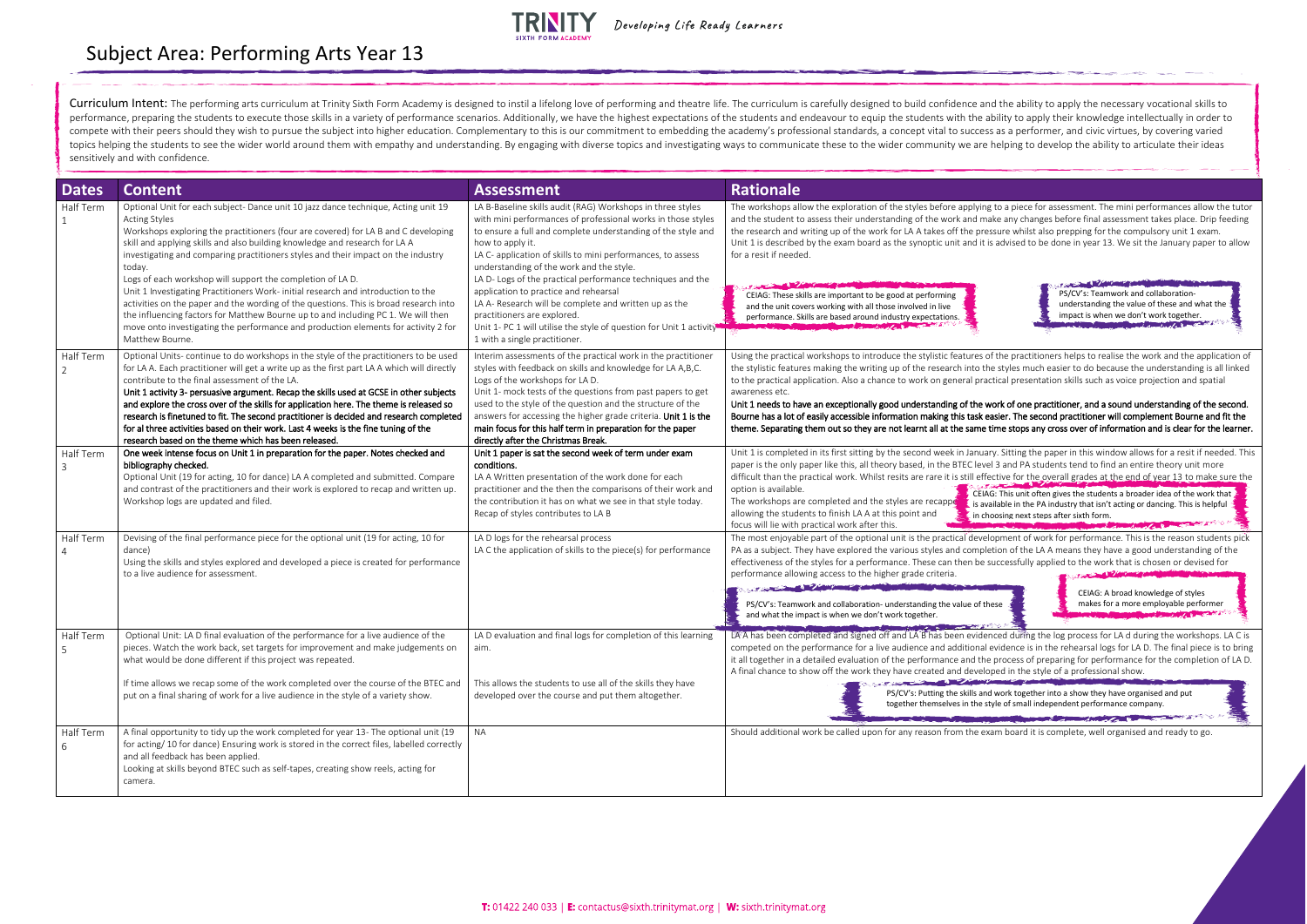# Subject Area: Performing Arts Year 13

Curriculum Intent: The performing arts curriculum at Trinity Sixth Form Academy is designed to instil a lifelong love of performing and theatre life. The curriculum is carefully designed to build confidence and the ability to apply the necessary vocational skills to performance, preparing the students to execute those skills in a variety of performance scenarios. Additionally, we have the highest expectations of the students and endeavour to equip the students with the ability to apply their knowledge intellectually in order to compete with their peers should they wish to pursue the subject into higher education. Complementary to this is our commitment to embedding the academy's professional standards, a concept vital to success as a performer, and civic virtues, by covering varied topics helping the students to see the wider world around them with empathy and understanding. By engaging with diverse topics and investigating ways to communicate these to the wider community we are helping to develop the ability to articulate their ideas sensitively and with confidence.

| Dates | Content | Assessment | Rationale |
|---|---|---|---|
| Half Term 1 | Optional Unit for each subject- Dance unit 10 jazz dance technique, Acting unit 19 Acting Styles<br>Workshops exploring the practitioners (four are covered) for LA B and C developing skill and applying skills and also building knowledge and research for LA A investigating and comparing practitioners styles and their impact on the industry today.<br>Logs of each workshop will support the completion of LA D.<br>Unit 1 Investigating Practitioners Work- initial research and introduction to the activities on the paper and the wording of the questions. This is broad research into the influencing factors for Matthew Bourne up to and including PC 1. We will then move onto investigating the performance and production elements for activity 2 for Matthew Bourne. | LA B-Baseline skills audit (RAG) Workshops in three styles with mini performances of professional works in those styles to ensure a full and complete understanding of the style and how to apply it.<br>LA C- application of skills to mini performances, to assess understanding of the work and the style.<br>LA D- Logs of the practical performance techniques and the application to practice and rehearsal<br>LA A- Research will be complete and written up as the practitioners are explored.<br>Unit 1- PC 1 will utilise the style of question for Unit 1 activity 1 with a single practitioner. | The workshops allow the exploration of the styles before applying to a piece for assessment. The mini performances allow the tutor and the student to assess their understanding of the work and make any changes before final assessment takes place. Drip feeding the research and writing up of the work for LA A takes off the pressure whilst also prepping for the compulsory unit 1 exam. Unit 1 is described by the exam board as the synoptic unit and it is advised to be done in year 13. We sit the January paper to allow for a resit if needed.<br><br>CEIAG: These skills are important to be good at performing and the unit covers working with all those involved in live performance. Skills are based around industry expectations.<br><br>PS/CV's: Teamwork and collaboration- understanding the value of these and what the impact is when we don't work together. |
| Half Term 2 | Optional Units- continue to do workshops in the style of the practitioners to be used for LA A. Each practitioner will get a write up as the first part LA A which will directly contribute to the final assessment of the LA.<br>**Unit 1 activity 3- persuasive argument. Recap the skills used at GCSE in other subjects and explore the cross over of the skills for application here. The theme is released so research is finetuned to fit. The second practitioner is decided and research completed for al three activities based on their work. Last 4 weeks is the fine tuning of the research based on the theme which has been released.** | Interim assessments of the practical work in the practitioner styles with feedback on skills and knowledge for LA A,B,C.<br>Logs of the workshops for LA D.<br>Unit 1- mock tests of the questions from past papers to get used to the style of the question and the structure of the answers for accessing the higher grade criteria. **Unit 1 is the main focus for this half term in preparation for the paper directly after the Christmas Break.** | Using the practical workshops to introduce the stylistic features of the practitioners helps to realise the work and the application of the stylistic features making the writing up of the research into the styles much easier to do because the understanding is all linked to the practical application. Also a chance to work on general practical presentation skills such as voice projection and spatial awareness etc.<br>**Unit 1 needs to have an exceptionally good understanding of the work of one practitioner, and a sound understanding of the second. Bourne has a lot of easily accessible information making this task easier. The second practitioner will complement Bourne and fit the theme. Separating them out so they are not learnt all at the same time stops any cross over of information and is clear for the learner.** |
| Half Term 3 | **One week intense focus on Unit 1 in preparation for the paper. Notes checked and bibliography checked.**<br>Optional Unit (19 for acting, 10 for dance) LA A completed and submitted. Compare and contrast of the practitioners and their work is explored to recap and written up. Workshop logs are updated and filed. | **Unit 1 paper is sat the second week of term under exam conditions.**<br>LA A Written presentation of the work done for each practitioner and the then the comparisons of their work and the contribution it has on what we see in that style today.<br>Recap of styles contributes to LA B | Unit 1 is completed in its first sitting by the second week in January. Sitting the paper in this window allows for a resit if needed. This paper is the only paper like this, all theory based, in the BTEC level 3 and PA students tend to find an entire theory unit more difficult than the practical work. Whilst resits are rare it is still effective for the overall grades at the end of year 13 to make sure the option is available.<br>The workshops are completed and the styles are recapped allowing the students to finish LA A at this point and focus will lie with practical work after this.<br><br>CEIAG: This unit often gives the students a broader idea of the work that is available in the PA industry that isn't acting or dancing. This is helpful in choosing next steps after sixth form. |
| Half Term 4 | Devising of the final performance piece for the optional unit (19 for acting, 10 for dance)<br>Using the skills and styles explored and developed a piece is created for performance to a live audience for assessment. | LA D logs for the rehearsal process<br>LA C the application of skills to the piece(s) for performance | The most enjoyable part of the optional unit is the practical development of work for performance. This is the reason students pick PA as a subject. They have explored the various styles and completion of the LA A means they have a good understanding of the effectiveness of the styles for a performance. These can then be successfully applied to the work that is chosen or devised for performance allowing access to the higher grade criteria.<br><br>CEIAG: A broad knowledge of styles makes for a more employable performer<br><br>PS/CV's: Teamwork and collaboration- understanding the value of these and what the impact is when we don't work together. |
| Half Term 5 | Optional Unit: LA D final evaluation of the performance for a live audience of the pieces. Watch the work back, set targets for improvement and make judgements on what would be done different if this project was repeated.<br><br>If time allows we recap some of the work completed over the course of the BTEC and put on a final sharing of work for a live audience in the style of a variety show. | LA D evaluation and final logs for completion of this learning aim.<br><br>This allows the students to use all of the skills they have developed over the course and put them altogether. | LA A has been completed and signed off and LA B has been evidenced during the log process for LA d during the workshops. LA C is competed on the performance for a live audience and additional evidence is in the rehearsal logs for LA D. The final piece is to bring it all together in a detailed evaluation of the performance and the process of preparing for performance for the completion of LA D. A final chance to show off the work they have created and developed in the style of a professional show.<br><br>PS/CV's: Putting the skills and work together into a show they have organised and put together themselves in the style of small independent performance company. |
| Half Term 6 | A final opportunity to tidy up the work completed for year 13- The optional unit (19 for acting/ 10 for dance) Ensuring work is stored in the correct files, labelled correctly and all feedback has been applied.<br>Looking at skills beyond BTEC such as self-tapes, creating show reels, acting for camera. | NA | Should additional work be called upon for any reason from the exam board it is complete, well organised and ready to go. |